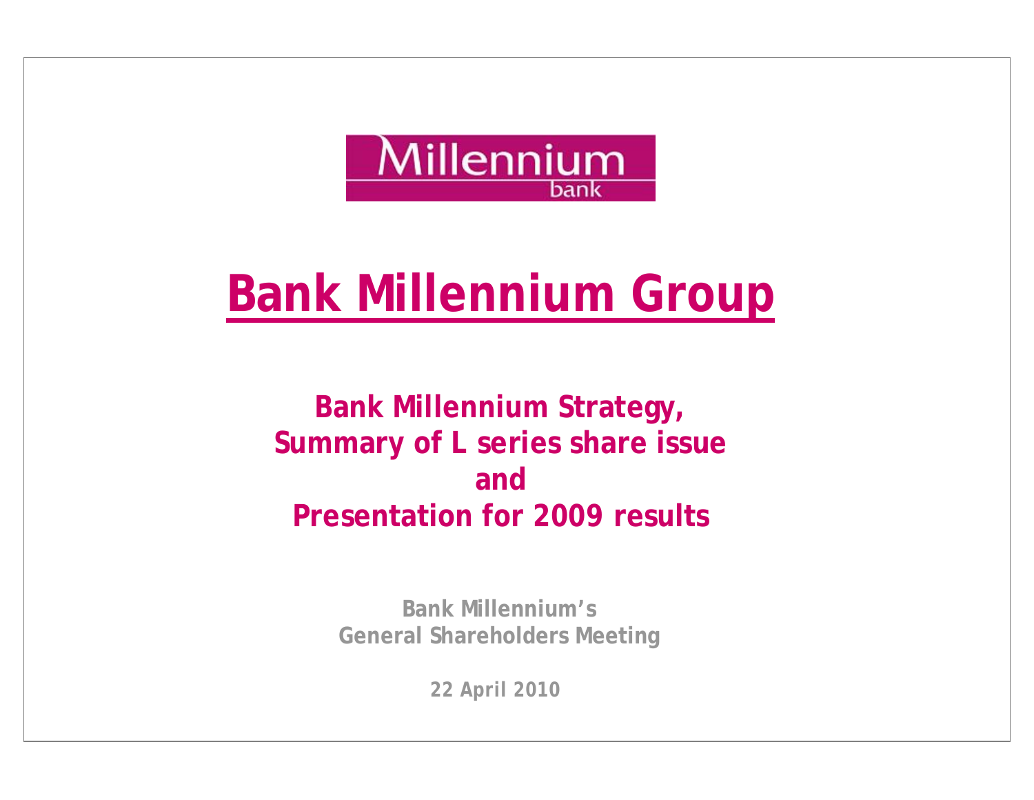Millennium bank

# Bank Millennium Group

## Bank Millennium Strategy, Summary of L series share issue and Presentation for 2009 results

**Bank Millennium's General Shareholders Meeting**

**22 April 2010**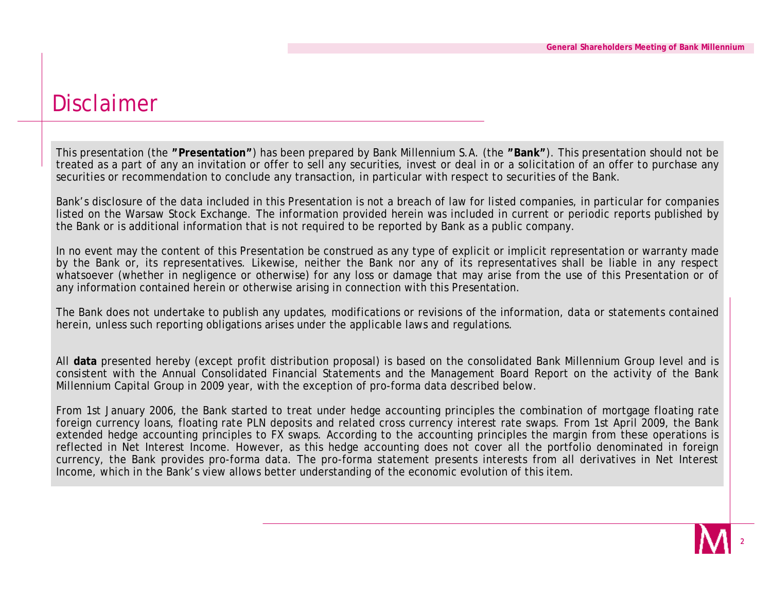# Disclaimer

This presentation (the **"Presentation"**) has been prepared by Bank Millennium S.A. (the **"Bank"**). This presentation should not be treated as a part of any an invitation or offer to sell any securities, invest or deal in or a solicitation of an offer to purchase any securities or recommendation to conclude any transaction, in particular with respect to securities of the Bank.

Bank's disclosure of the data included in this Presentation is not a breach of law for listed companies, in particular for companies listed on the Warsaw Stock Exchange. The information provided herein was included in current or periodic reports published by the Bank or is additional information that is not required to be reported by Bank as a public company.

In no event may the content of this Presentation be construed as any type of explicit or implicit representation or warranty made by the Bank or, its representatives. Likewise, neither the Bank nor any of its representatives shall be liable in any respect whatsoever (whether in negligence or otherwise) for any loss or damage that may arise from the use of this Presentation or of any information contained herein or otherwise arising in connection with this Presentation.

The Bank does not undertake to publish any updates, modifications or revisions of the information, data or statements contained herein, unless such reporting obligations arises under the applicable laws and regulations.

All **data** presented hereby (except profit distribution proposal) is based on the consolidated Bank Millennium Group level and is consistent with the Annual Consolidated Financial Statements and the Management Board Report on the activity of the Bank Millennium Capital Group in 2009 year, with the exception of pro-forma data described below.

From 1st January 2006, the Bank started to treat under hedge accounting principles the combination of mortgage floating rate foreign currency loans, floating rate PLN deposits and related cross currency interest rate swaps. From 1st April 2009, the Bank extended hedge accounting principles to FX swaps. According to the accounting principles the margin from these operations is reflected in Net Interest Income. However, as this hedge accounting does not cover all the portfolio denominated in foreign currency, the Bank provides pro-forma data. The pro-forma statement presents interests from all derivatives in Net Interest Income, which in the Bank's view allows better understanding of the economic evolution of this item.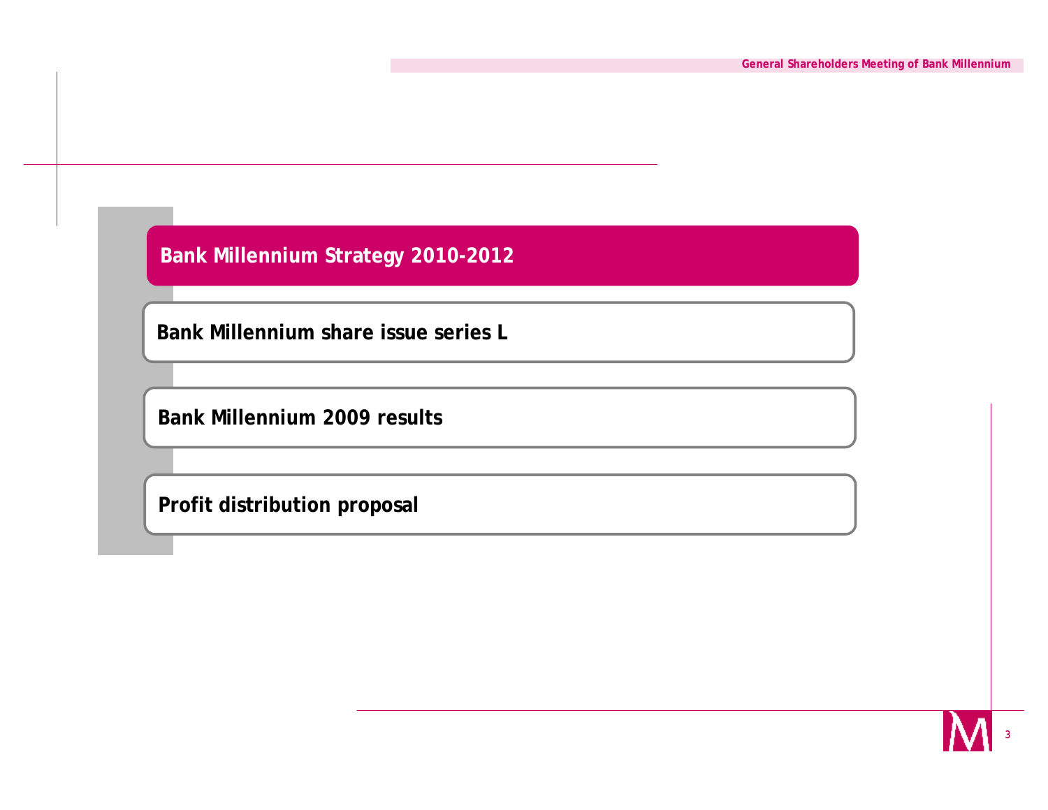- **Bank Millennium Strategy 2010-2012**
- **Bank Millennium share issue series L**
- **Bank Millennium 2009 results**
- **Profit distribution proposal**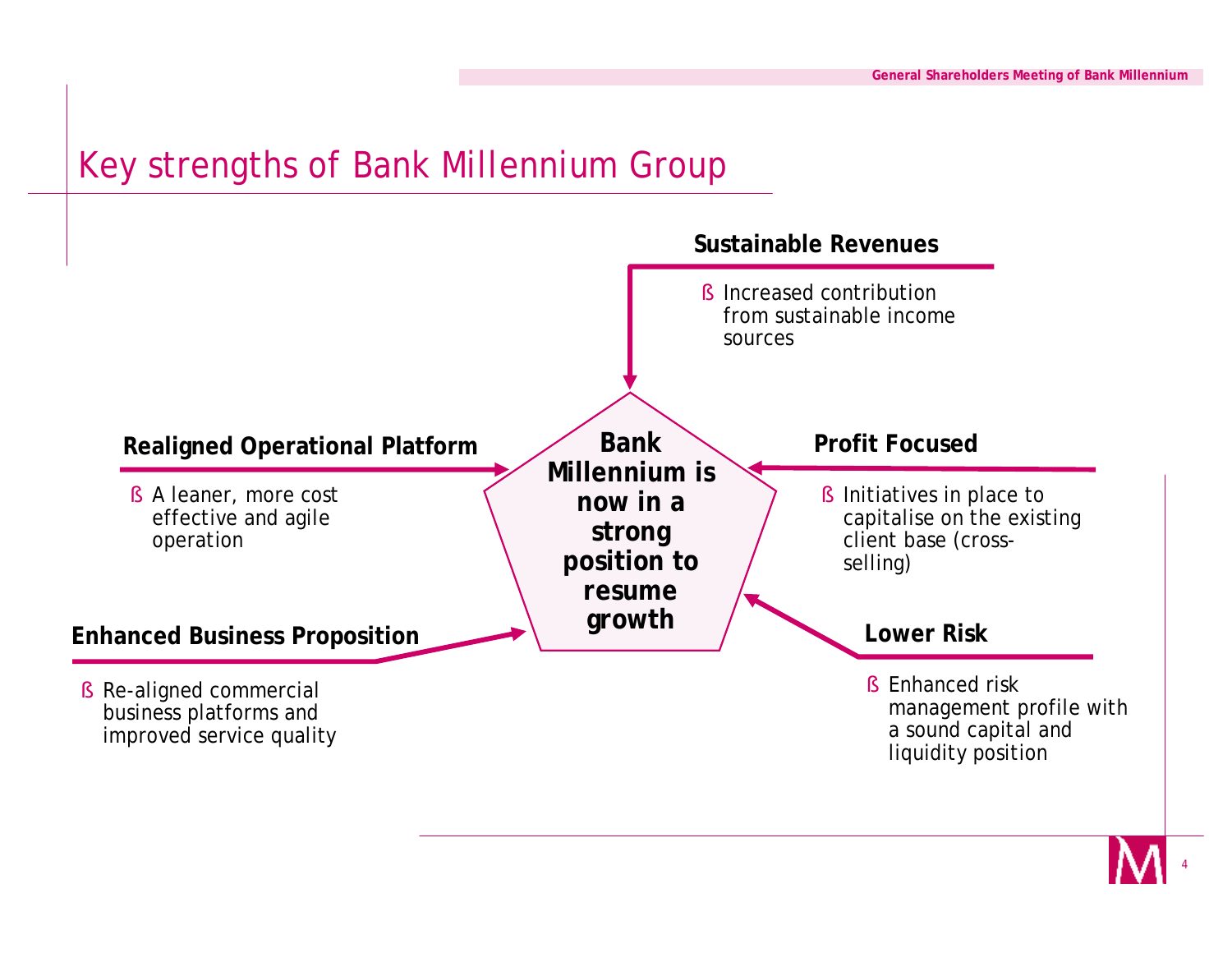# Key strengths of Bank Millennium Group

**Bank Millennium is now in a strong position to resume growth**

**Sustainable Revenues**

- Increased contribution from sustainable income sources

**Realigned Operational Platform**

- A leaner, more cost effective and agile operation

**Profit Focused**

- Initiatives in place to capitalise on the existing client base (cross-selling)

**Enhanced Business Proposition**

- Re-aligned commercial business platforms and improved service quality

**Lower Risk**

- Enhanced risk management profile with a sound capital and liquidity position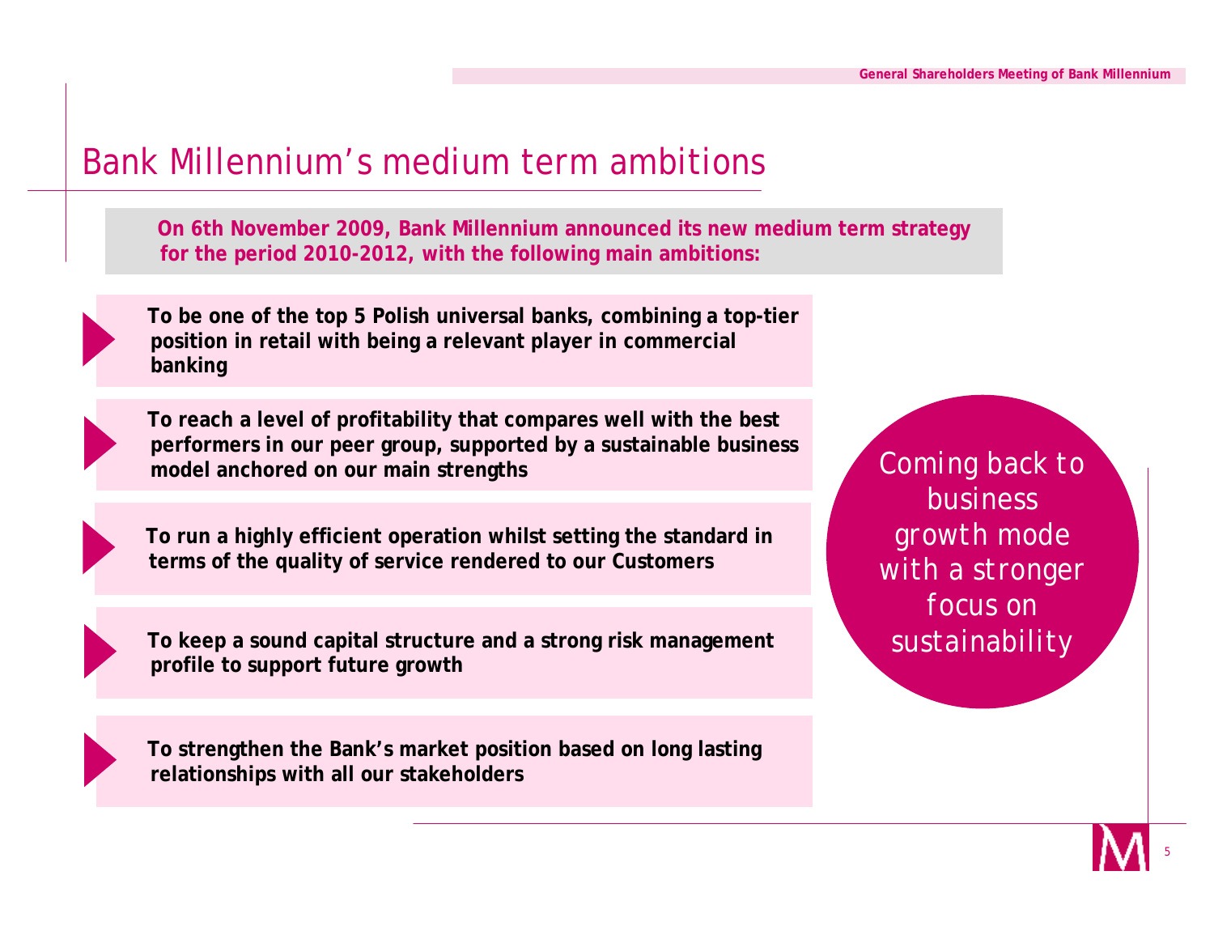# Bank Millennium's medium term ambitions

**On 6th November 2009, Bank Millennium announced its new medium term strategy for the period 2010-2012, with the following main ambitions:**

- **To be one of the top 5 Polish universal banks, combining a top-tier position in retail with being a relevant player in commercial banking**
- **To reach a level of profitability that compares well with the best performers in our peer group, supported by a sustainable business model anchored on our main strengths**
- **To run a highly efficient operation whilst setting the standard in terms of the quality of service rendered to our Customers**
- **To keep a sound capital structure and a strong risk management profile to support future growth**
- **To strengthen the Bank's market position based on long lasting relationships with all our stakeholders**

Coming back to business growth mode with a stronger focus on sustainability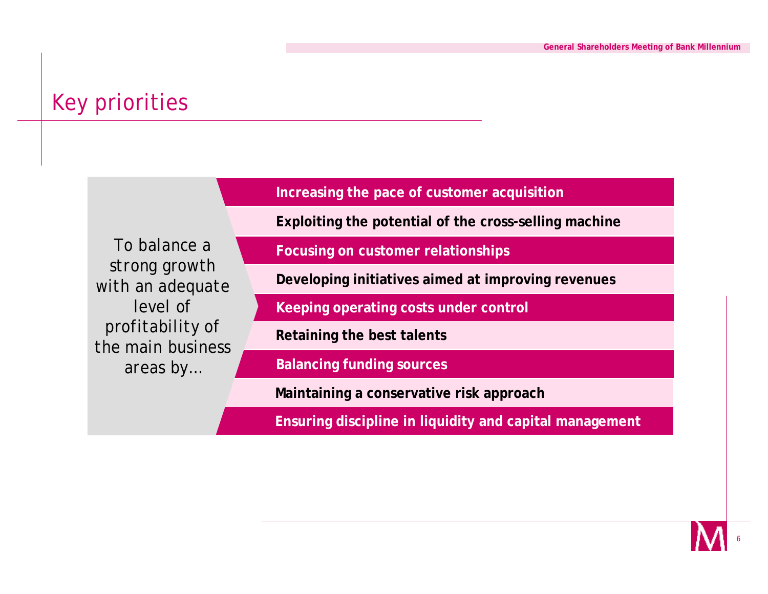# Key priorities

To balance a strong growth with an adequate level of profitability of the main business areas by…

- **Increasing the pace of customer acquisition**
- **Exploiting the potential of the cross-selling machine**
- **Focusing on customer relationships**
- **Developing initiatives aimed at improving revenues**
- **Keeping operating costs under control**
- **Retaining the best talents**
- **Balancing funding sources**
- **Maintaining a conservative risk approach**
- **Ensuring discipline in liquidity and capital management**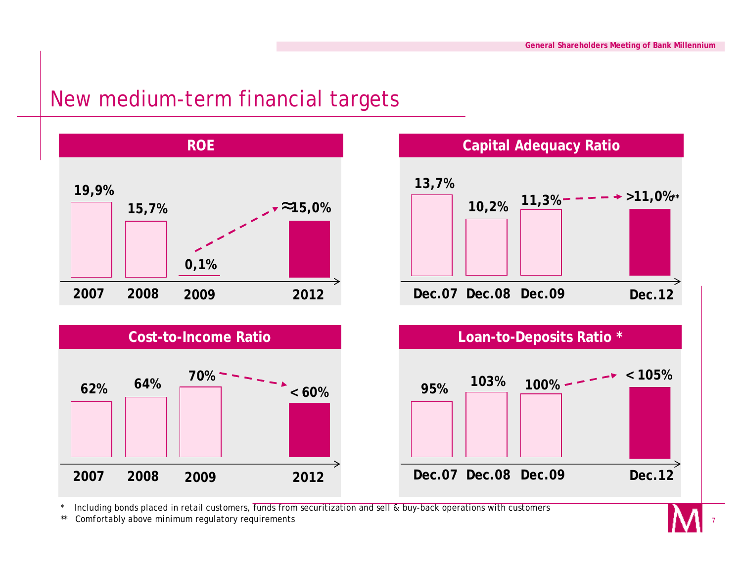# New medium-term financial targets

## ROE

| 2007 | 2008 | 2009 | 2012 |
|---|---|---|---|
| 19,9% | 15,7% | 0,1% | ≈15,0% |

## Capital Adequacy Ratio

| Dec.07 | Dec.08 | Dec.09 | Dec.12 |
|---|---|---|---|
| 13,7% | 10,2% | 11,3% | >11,0%** |

## Cost-to-Income Ratio

| 2007 | 2008 | 2009 | 2012 |
|---|---|---|---|
| 62% | 64% | 70% | < 60% |

## Loan-to-Deposits Ratio *

| Dec.07 | Dec.08 | Dec.09 | Dec.12 |
|---|---|---|---|
| 95% | 103% | 100% | < 105% |

\* Including bonds placed in retail customers, funds from securitization and sell & buy-back operations with customers

** Comfortably above minimum regulatory requirements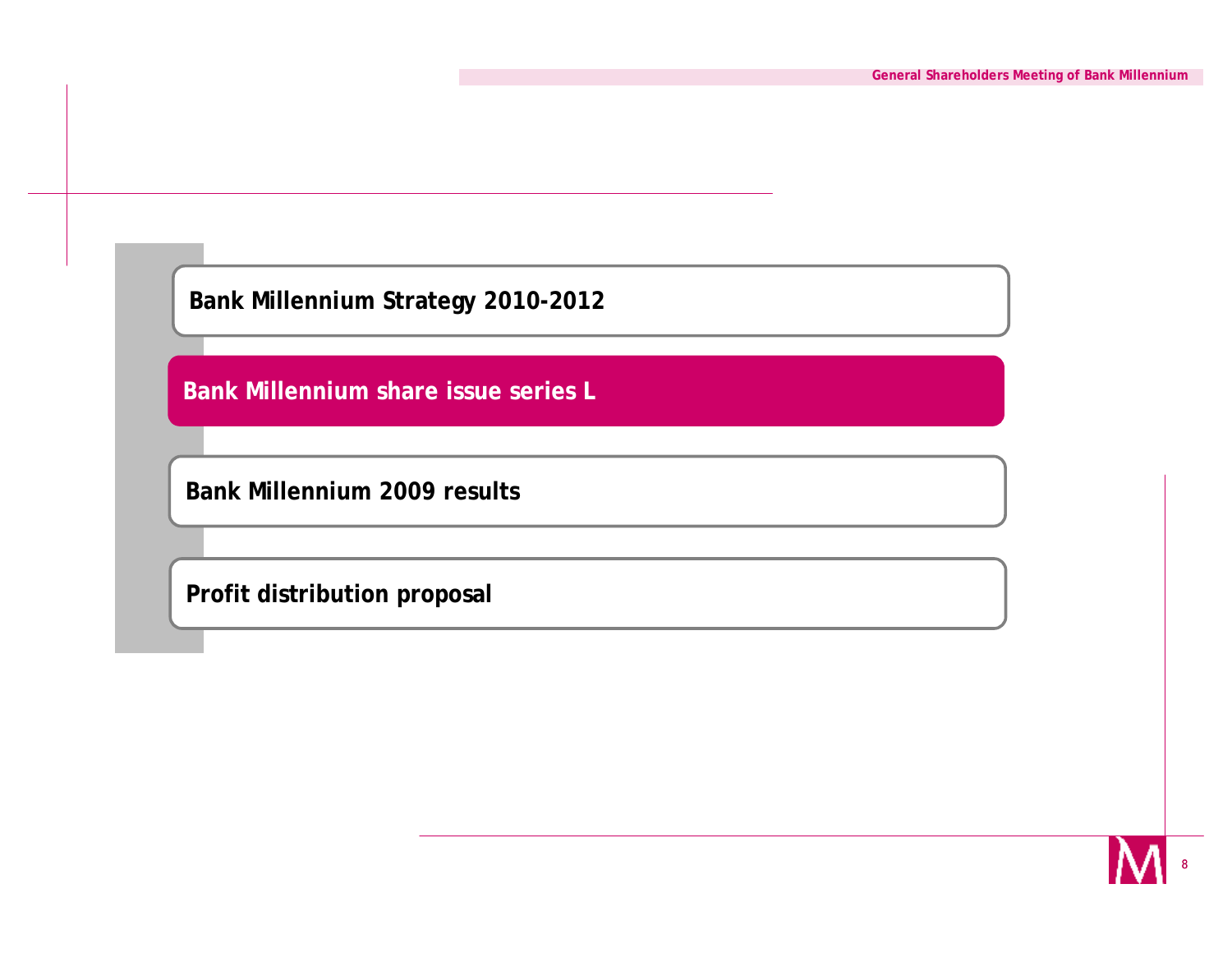- Bank Millennium Strategy 2010-2012
- **Bank Millennium share issue series L**
- Bank Millennium 2009 results
- Profit distribution proposal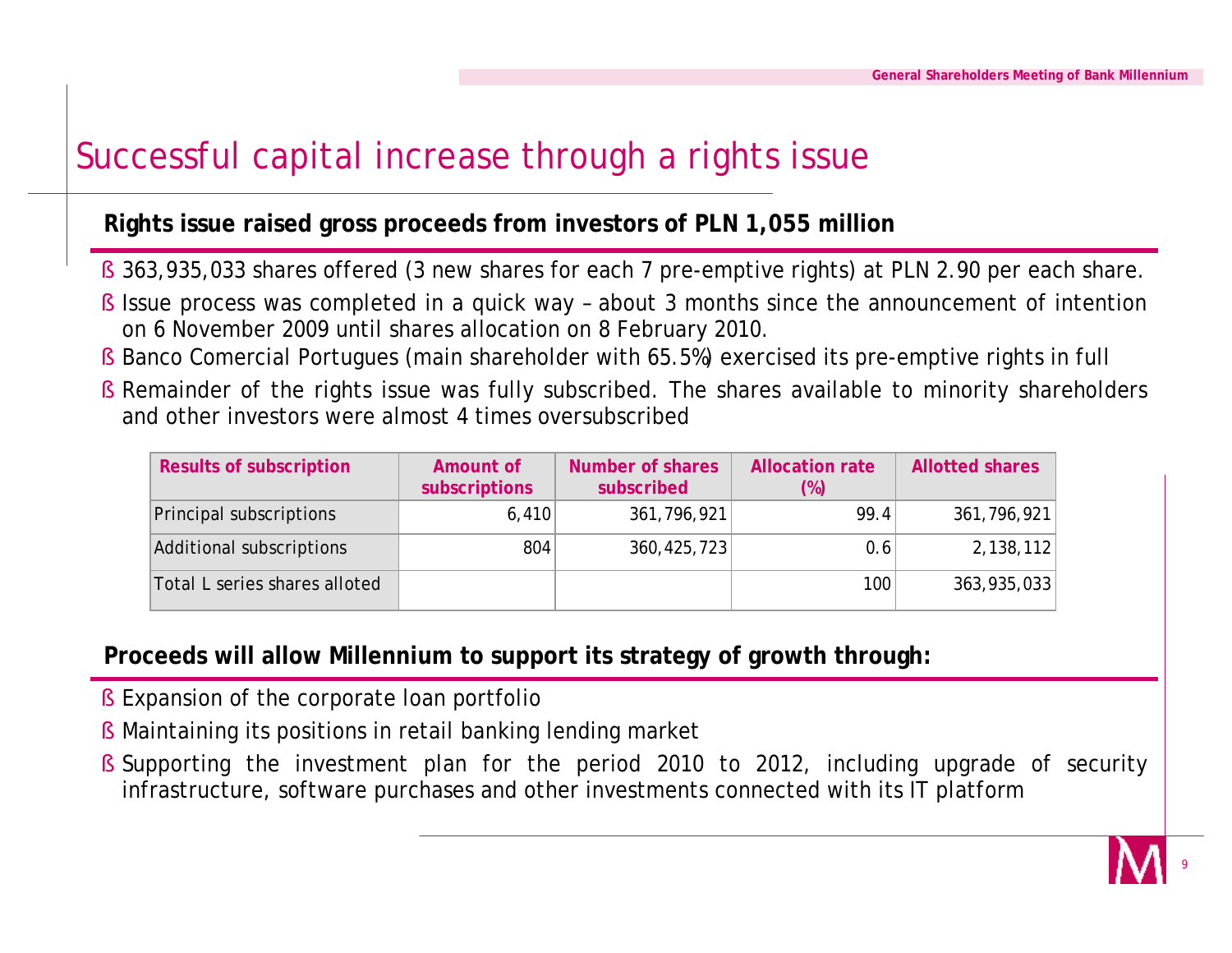# Successful capital increase through a rights issue

**Rights issue raised gross proceeds from investors of PLN 1,055 million**

- 363,935,033 shares offered (3 new shares for each 7 pre-emptive rights) at PLN 2.90 per each share.
- Issue process was completed in a quick way – about 3 months since the announcement of intention on 6 November 2009 until shares allocation on 8 February 2010.
- Banco Comercial Portugues (main shareholder with 65.5%) exercised its pre-emptive rights in full
- Remainder of the rights issue was fully subscribed. The shares available to minority shareholders and other investors were almost 4 times oversubscribed

| Results of subscription | Amount of subscriptions | Number of shares subscribed | Allocation rate (%) | Allotted shares |
|---|---|---|---|---|
| Principal subscriptions | 6,410 | 361,796,921 | 99.4 | 361,796,921 |
| Additional subscriptions | 804 | 360,425,723 | 0.6 | 2,138,112 |
| Total L series shares alloted | | | 100 | 363,935,033 |

**Proceeds will allow Millennium to support its strategy of growth through:**

- Expansion of the corporate loan portfolio
- Maintaining its positions in retail banking lending market
- Supporting the investment plan for the period 2010 to 2012, including upgrade of security infrastructure, software purchases and other investments connected with its IT platform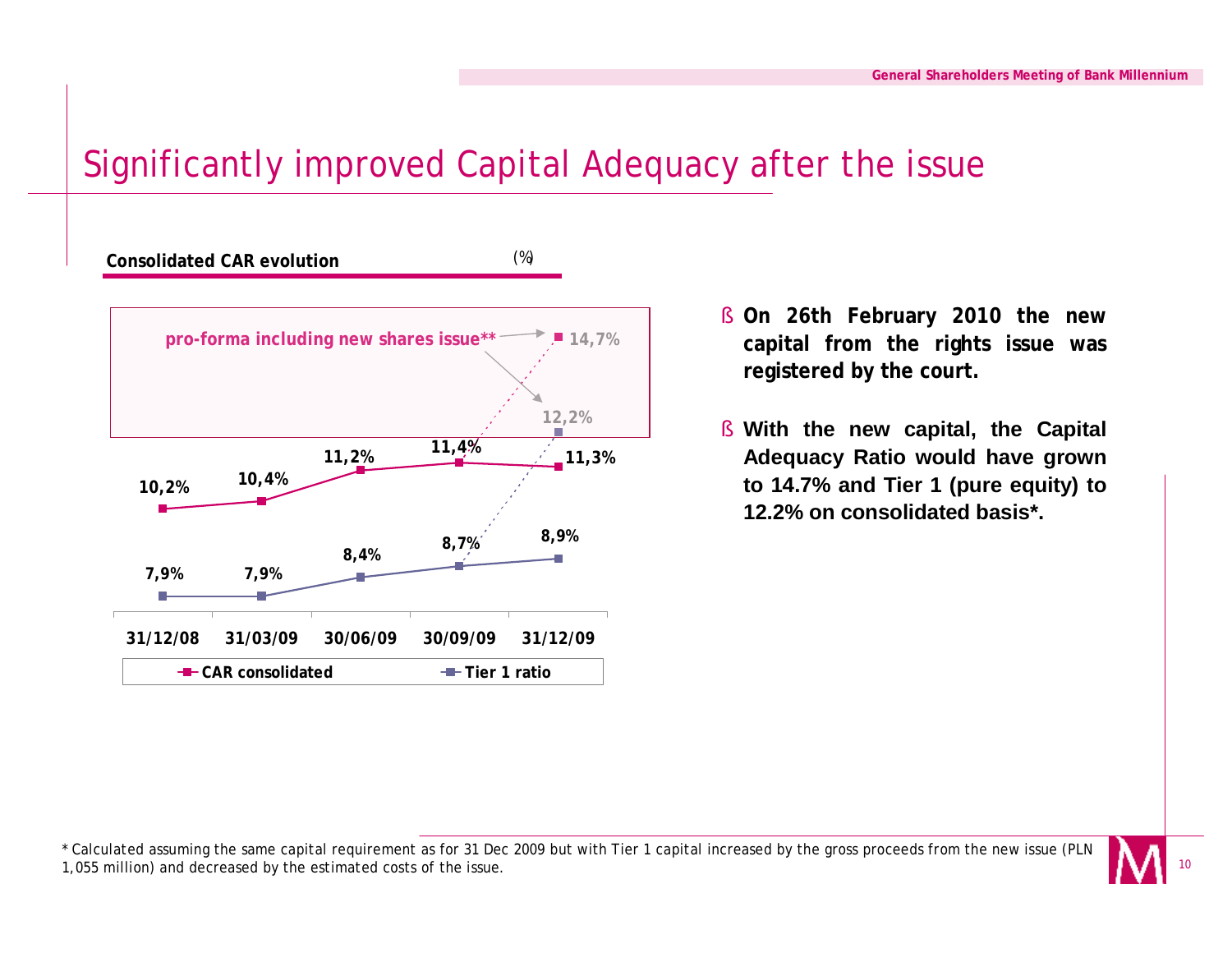# Significantly improved Capital Adequacy after the issue

**Consolidated CAR evolution** (%)

| | 31/12/08 | 31/03/09 | 30/06/09 | 30/09/09 | 31/12/09 | pro-forma including new shares issue** |
|---|---|---|---|---|---|---|
| CAR consolidated | 10,2% | 10,4% | 11,2% | 11,4% | 11,3% | 14,7% |
| Tier 1 ratio | 7,9% | 7,9% | 8,4% | 8,7% | 8,9% | 12,2% |

- **On 26th February 2010 the new capital from the rights issue was registered by the court.**
- **With the new capital, the Capital Adequacy Ratio would have grown to 14.7% and Tier 1 (pure equity) to 12.2% on consolidated basis*.**

\* Calculated assuming the same capital requirement as for 31 Dec 2009 but with Tier 1 capital increased by the gross proceeds from the new issue (PLN 1,055 million) and decreased by the estimated costs of the issue.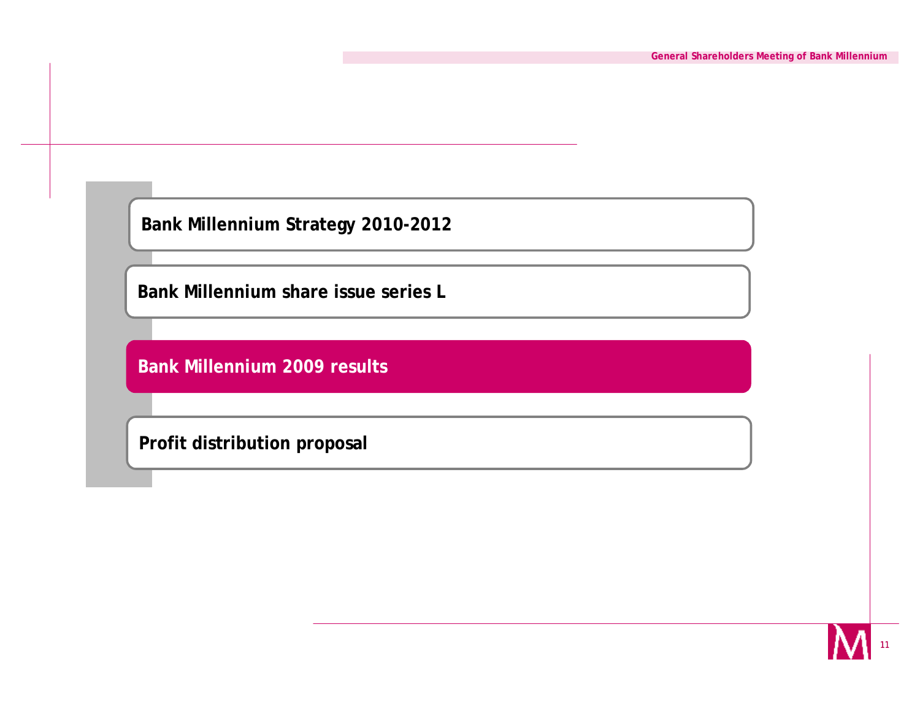- Bank Millennium Strategy 2010-2012
- Bank Millennium share issue series L
- **Bank Millennium 2009 results**
- Profit distribution proposal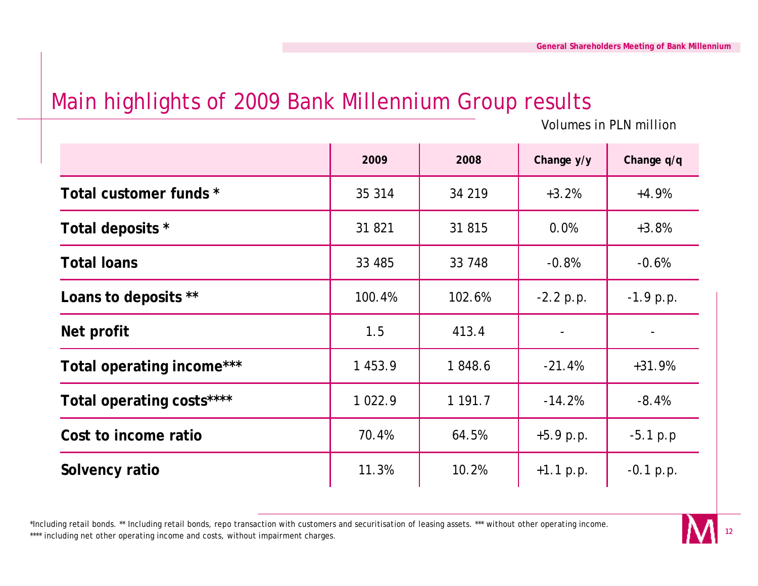# Main highlights of 2009 Bank Millennium Group results

Volumes in PLN million

| | 2009 | 2008 | Change y/y | Change q/q |
|---|---|---|---|---|
| **Total customer funds *** | 35 314 | 34 219 | +3.2% | +4.9% |
| **Total deposits *** | 31 821 | 31 815 | 0.0% | +3.8% |
| **Total loans** | 33 485 | 33 748 | -0.8% | -0.6% |
| **Loans to deposits **** | 100.4% | 102.6% | -2.2 p.p. | -1.9 p.p. |
| **Net profit** | 1.5 | 413.4 | - | - |
| **Total operating income***** | 1 453.9 | 1 848.6 | -21.4% | +31.9% |
| **Total operating costs****** | 1 022.9 | 1 191.7 | -14.2% | -8.4% |
| **Cost to income ratio** | 70.4% | 64.5% | +5.9 p.p. | -5.1 p.p |
| **Solvency ratio** | 11.3% | 10.2% | +1.1 p.p. | -0.1 p.p. |

*Including retail bonds. ** Including retail bonds, repo transaction with customers and securitisation of leasing assets. *** without other operating income.
**** including net other operating income and costs, without impairment charges.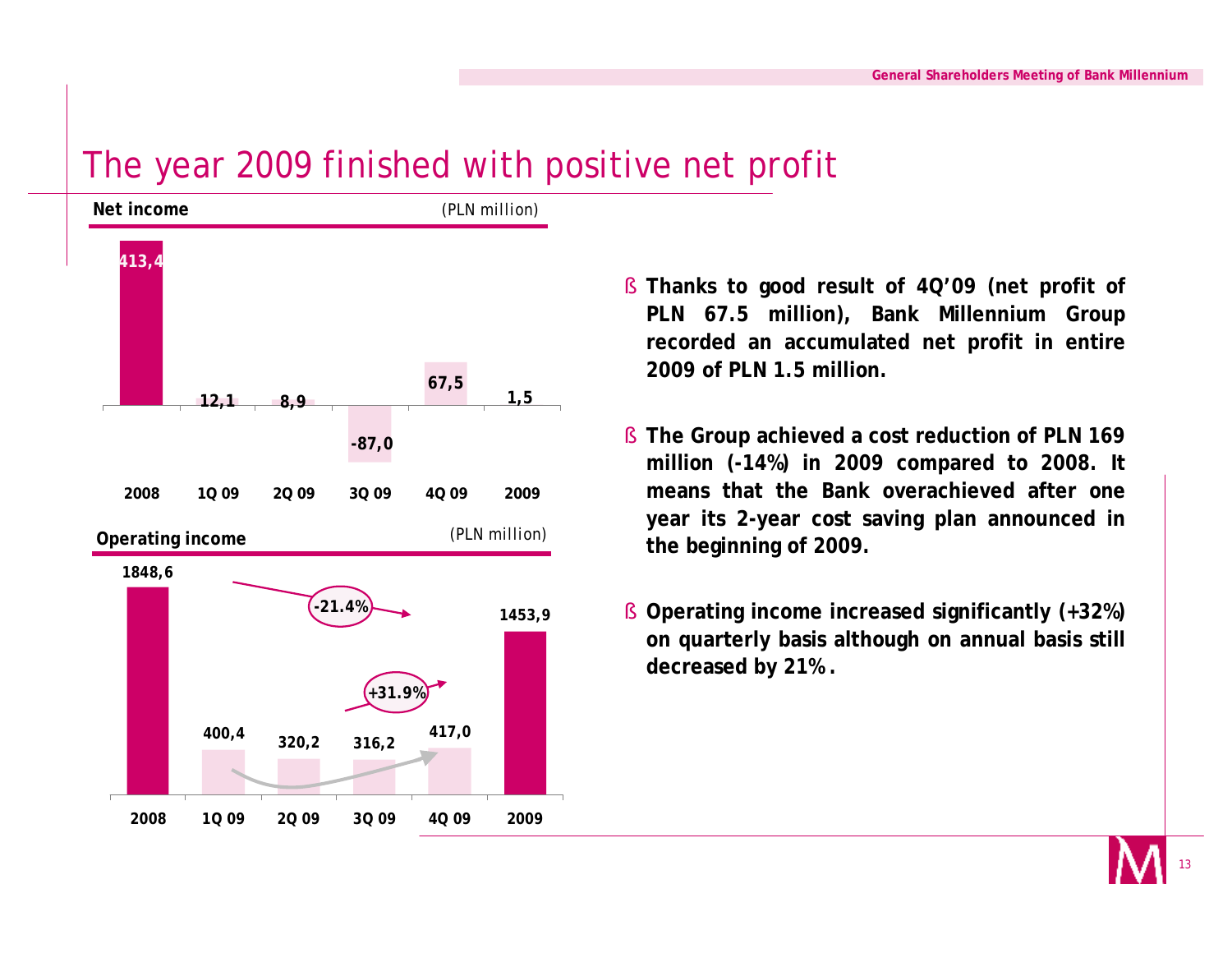# The year 2009 finished with positive net profit

**Net income** (PLN million)

| 2008 | 1Q 09 | 2Q 09 | 3Q 09 | 4Q 09 | 2009 |
|---|---|---|---|---|---|
| 413,4 | 12,1 | 8,9 | -87,0 | 67,5 | 1,5 |

**Operating income** (PLN million)

| 2008 | 1Q 09 | 2Q 09 | 3Q 09 | 4Q 09 | 2009 |
|---|---|---|---|---|---|
| 1848,6 | 400,4 | 320,2 | 316,2 | 417,0 | 1453,9 |

-21.4% (2008 → 2009)

+31.9% (3Q 09 → 4Q 09)

- **Thanks to good result of 4Q'09 (net profit of PLN 67.5 million), Bank Millennium Group recorded an accumulated net profit in entire 2009 of PLN 1.5 million.**
- **The Group achieved a cost reduction of PLN 169 million (-14%) in 2009 compared to 2008. It means that the Bank overachieved after one year its 2-year cost saving plan announced in the beginning of 2009.**
- **Operating income increased significantly (+32%) on quarterly basis although on annual basis still decreased by 21%.**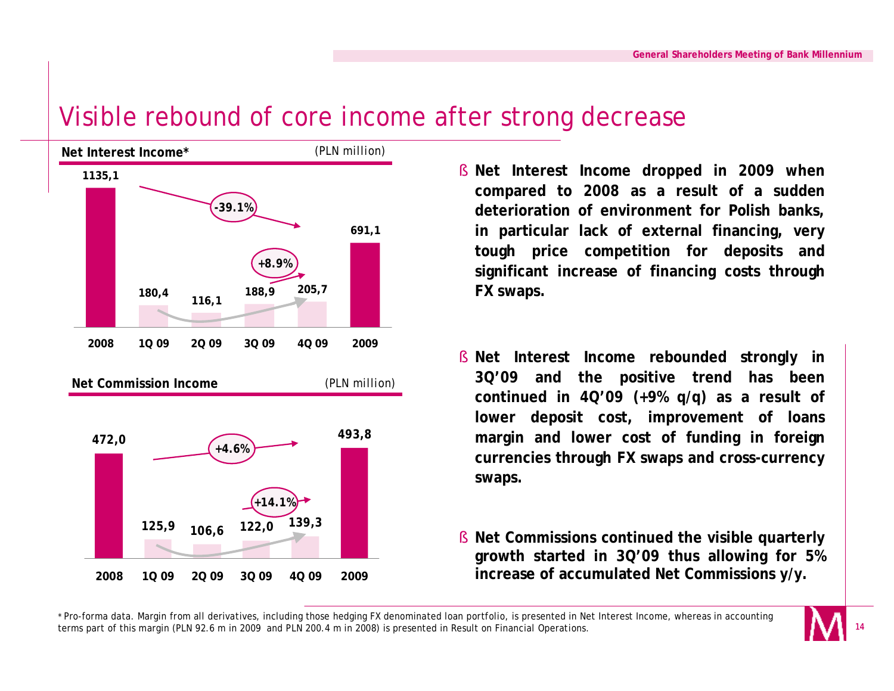# Visible rebound of core income after strong decrease

**Net Interest Income*** *(PLN million)*

| 2008 | 1Q 09 | 2Q 09 | 3Q 09 | 4Q 09 | 2009 |
|---|---|---|---|---|---|
| 1135,1 | 180,4 | 116,1 | 188,9 | 205,7 | 691,1 |

-39.1% (2008 → 2009); +8.9% (3Q 09 → 4Q 09)

**Net Commission Income** *(PLN million)*

| 2008 | 1Q 09 | 2Q 09 | 3Q 09 | 4Q 09 | 2009 |
|---|---|---|---|---|---|
| 472,0 | 125,9 | 106,6 | 122,0 | 139,3 | 493,8 |

+4.6% (2008 → 2009); +14.1% (3Q 09 → 4Q 09)

- **Net Interest Income dropped in 2009 when compared to 2008 as a result of a sudden deterioration of environment for Polish banks, in particular lack of external financing, very tough price competition for deposits and significant increase of financing costs through FX swaps.**
- **Net Interest Income rebounded strongly in 3Q'09 and the positive trend has been continued in 4Q'09 (+9% q/q) as a result of lower deposit cost, improvement of loans margin and lower cost of funding in foreign currencies through FX swaps and cross-currency swaps.**
- **Net Commissions continued the visible quarterly growth started in 3Q'09 thus allowing for 5% increase of accumulated Net Commissions y/y.**

\* Pro-forma data. Margin from all derivatives, including those hedging FX denominated loan portfolio, is presented in Net Interest Income, whereas in accounting terms part of this margin (PLN 92.6 m in 2009 and PLN 200.4 m in 2008) is presented in Result on Financial Operations.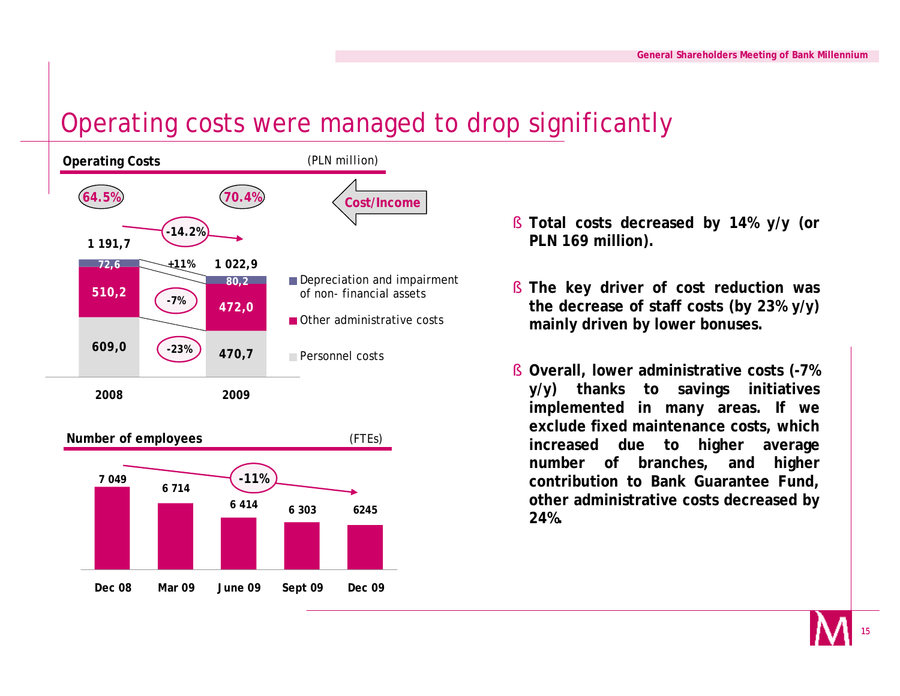# Operating costs were managed to drop significantly

**Operating Costs** (PLN million)

| | 2008 | 2009 | Change |
|---|---|---|---|
| Cost/Income | 64.5% | 70.4% | |
| Depreciation and impairment of non- financial assets | 72,6 | 80,2 | +11% |
| Other administrative costs | 510,2 | 472,0 | -7% |
| Personnel costs | 609,0 | 470,7 | -23% |
| Total | 1 191,7 | 1 022,9 | -14.2% |

**Number of employees** (FTEs)

| Dec 08 | Mar 09 | June 09 | Sept 09 | Dec 09 |
|---|---|---|---|---|
| 7 049 | 6 714 | 6 414 | 6 303 | 6245 |

-11%

- **Total costs decreased by 14% y/y (or PLN 169 million).**
- **The key driver of cost reduction was the decrease of staff costs (by 23% y/y) mainly driven by lower bonuses.**
- **Overall, lower administrative costs (-7% y/y) thanks to savings initiatives implemented in many areas. If we exclude fixed maintenance costs, which increased due to higher average number of branches, and higher contribution to Bank Guarantee Fund, other administrative costs decreased by 24%.**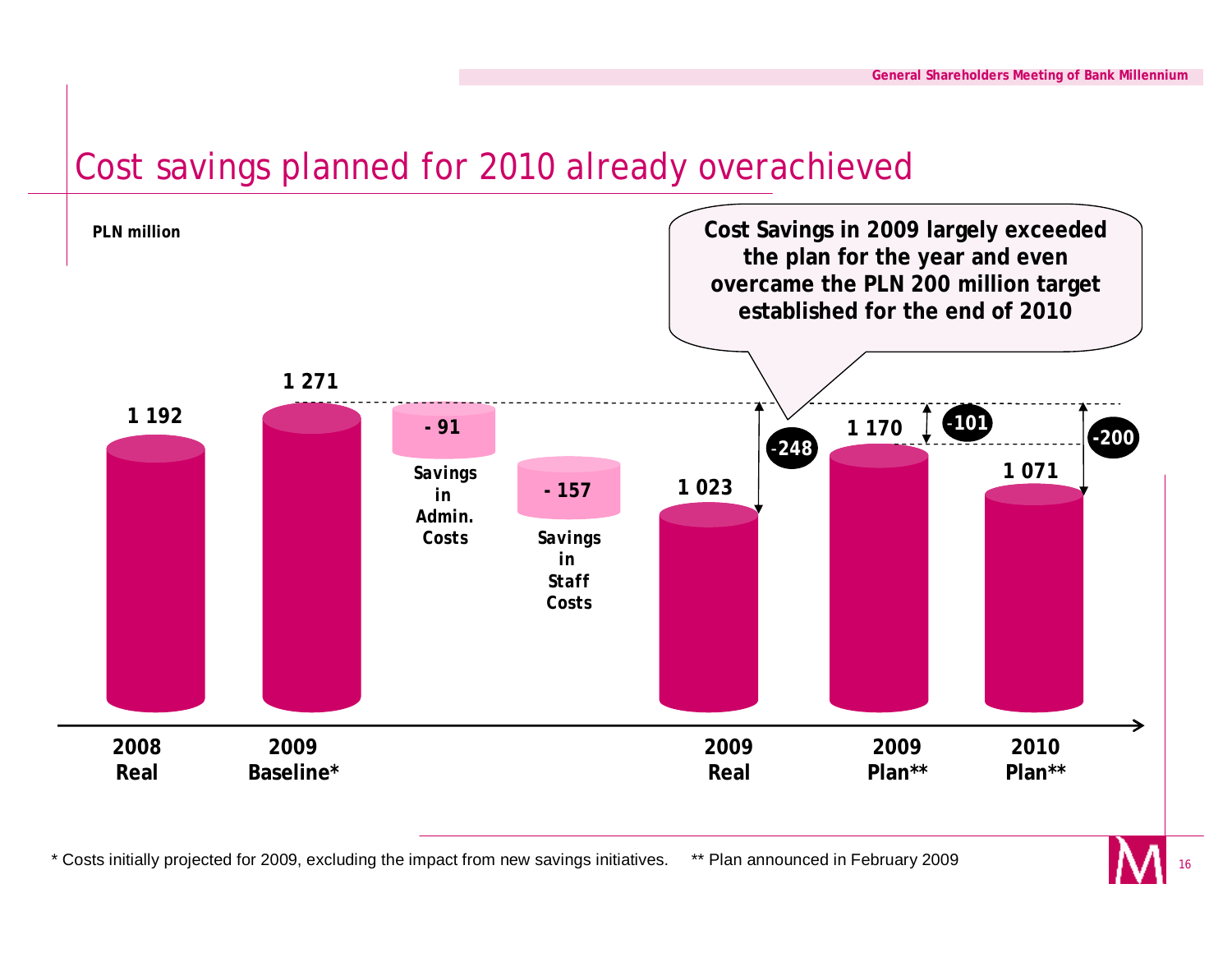# Cost savings planned for 2010 already overachieved

PLN million

**Cost Savings in 2009 largely exceeded the plan for the year and even overcame the PLN 200 million target established for the end of 2010**

| | 2008 Real | 2009 Baseline* | Savings in Admin. Costs | Savings in Staff Costs | 2009 Real | 2009 Plan** | 2010 Plan** |
|---|---|---|---|---|---|---|---|
| PLN million | 1 192 | 1 271 | - 91 | - 157 | 1 023 | 1 170 | 1 071 |
| Difference vs. 2009 Baseline | | | | | -248 | -101 | -200 |

\* Costs initially projected for 2009, excluding the impact from new savings initiatives. ** Plan announced in February 2009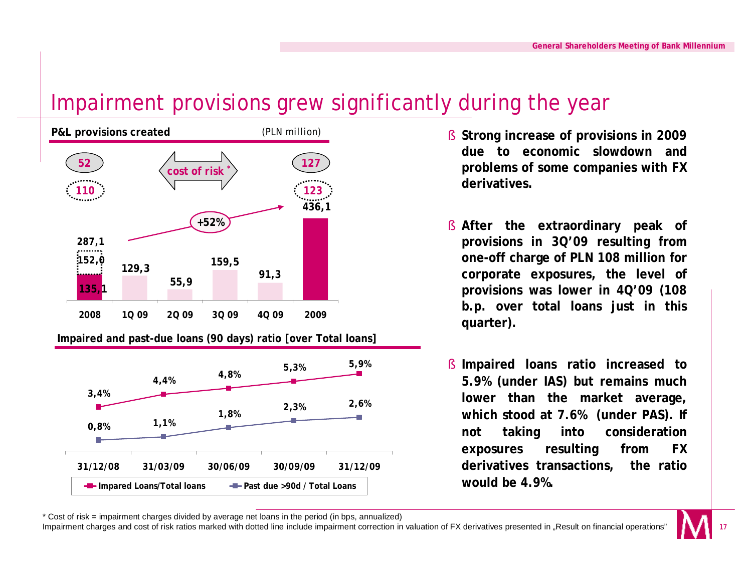# Impairment provisions grew significantly during the year

**P&L provisions created** (PLN million)

| | 2008 | 1Q 09 | 2Q 09 | 3Q 09 | 4Q 09 | 2009 |
|---|---|---|---|---|---|---|
| Provisions | 135,1 (152,0; total 287,1) | 129,3 | 55,9 | 159,5 | 91,3 | 436,1 |
| Cost of risk* | 52 (110) | | | | | 127 (123) |

+52%

**Impaired and past-due loans (90 days) ratio [over Total loans]**

| | 31/12/08 | 31/03/09 | 30/06/09 | 30/09/09 | 31/12/09 |
|---|---|---|---|---|---|
| Impared Loans/Total loans | 3,4% | 4,4% | 4,8% | 5,3% | 5,9% |
| Past due >90d / Total Loans | 0,8% | 1,1% | 1,8% | 2,3% | 2,6% |

- **Strong increase of provisions in 2009 due to economic slowdown and problems of some companies with FX derivatives.**
- **After the extraordinary peak of provisions in 3Q'09 resulting from one-off charge of PLN 108 million for corporate exposures, the level of provisions was lower in 4Q'09 (108 b.p. over total loans just in this quarter).**
- **Impaired loans ratio increased to 5.9% (under IAS) but remains much lower than the market average, which stood at 7.6% (under PAS). If not taking into consideration exposures resulting from FX derivatives transactions, the ratio would be 4.9%.**

\* Cost of risk = impairment charges divided by average net loans in the period (in bps, annualized)
Impairment charges and cost of risk ratios marked with dotted line include impairment correction in valuation of FX derivatives presented in „Result on financial operations"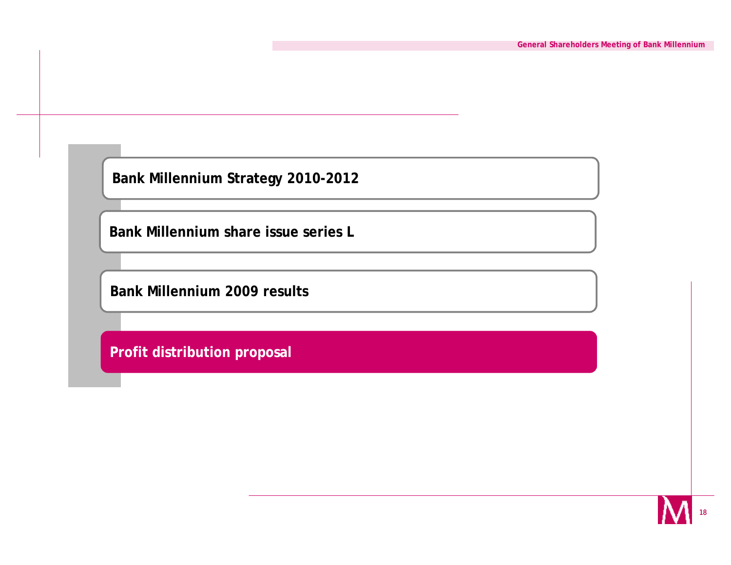- Bank Millennium Strategy 2010-2012
- Bank Millennium share issue series L
- Bank Millennium 2009 results
- **Profit distribution proposal**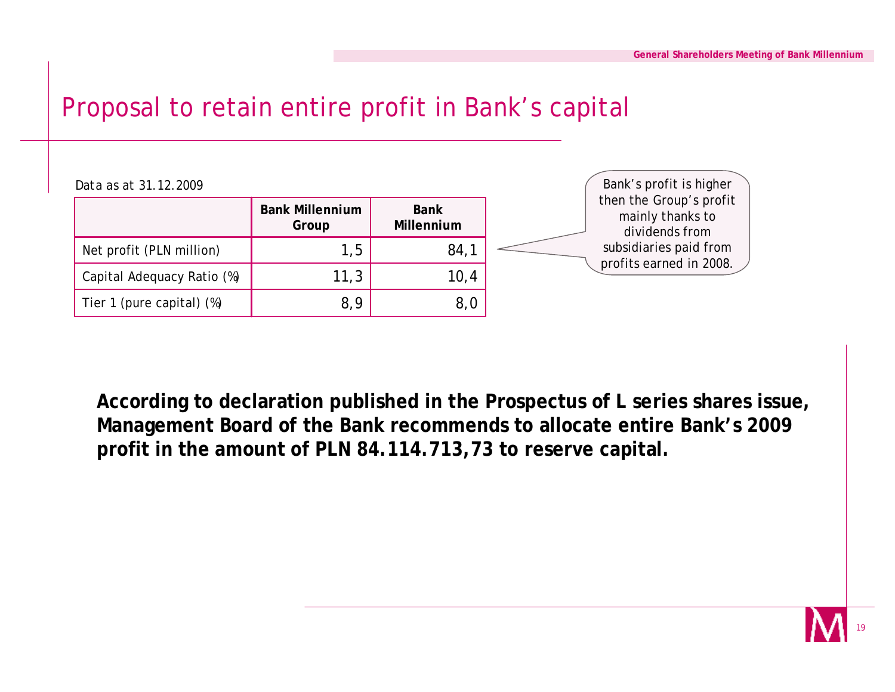# Proposal to retain entire profit in Bank's capital

Data as at 31.12.2009

| | Bank Millennium Group | Bank Millennium |
|---|---|---|
| Net profit (PLN million) | 1,5 | 84,1 |
| Capital Adequacy Ratio (%) | 11,3 | 10,4 |
| Tier 1 (pure capital) (%) | 8,9 | 8,0 |

Bank's profit is higher then the Group's profit mainly thanks to dividends from subsidiaries paid from profits earned in 2008.

**According to declaration published in the Prospectus of L series shares issue, Management Board of the Bank recommends to allocate entire Bank's 2009 profit in the amount of PLN 84.114.713,73 to reserve capital.**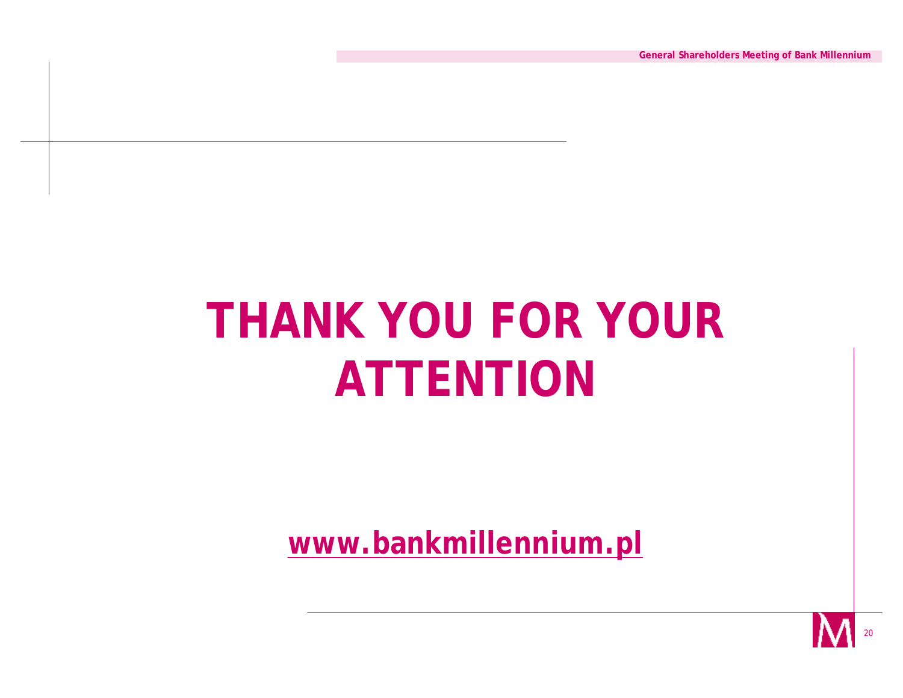# THANK YOU FOR YOUR ATTENTION

**www.bankmillennium.pl**